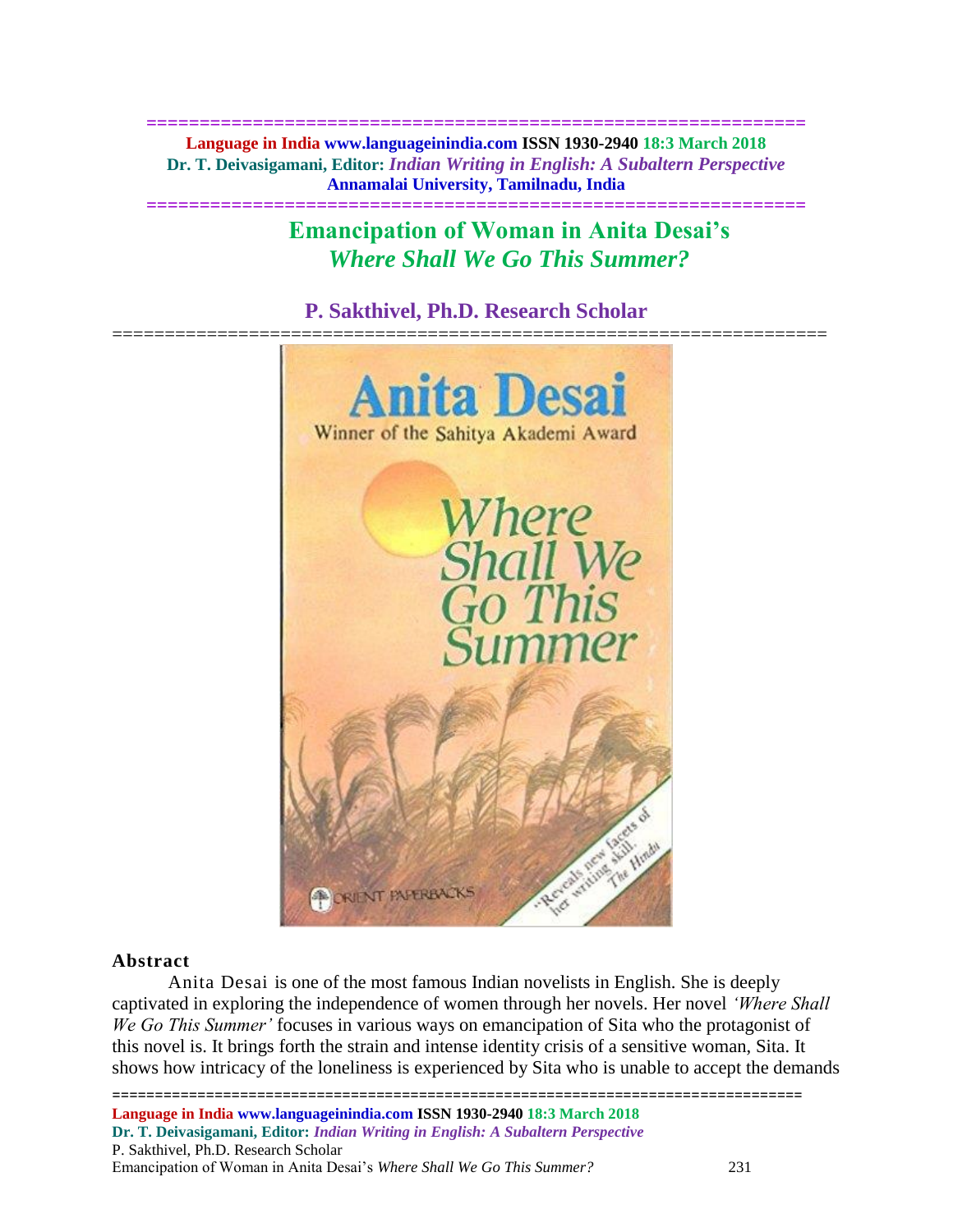# Emancipation of Woman in Anita Desai's *Where Shall We Go This Summer?*

## P. Sakthivel, Ph.D. Research Scholar

### Abstract

Anita Desai is one of the most famous Indian novelists in English. She is deeply captivated in exploring the independence of women through her novels. Her novel *'Where Shall We Go This Summer'* focuses in various ways on emancipation of Sita who the protagonist of this novel is. It brings forth the strain and intense identity crisis of a sensitive woman, Sita. It shows how intricacy of the loneliness is experienced by Sita who is unable to accept the demands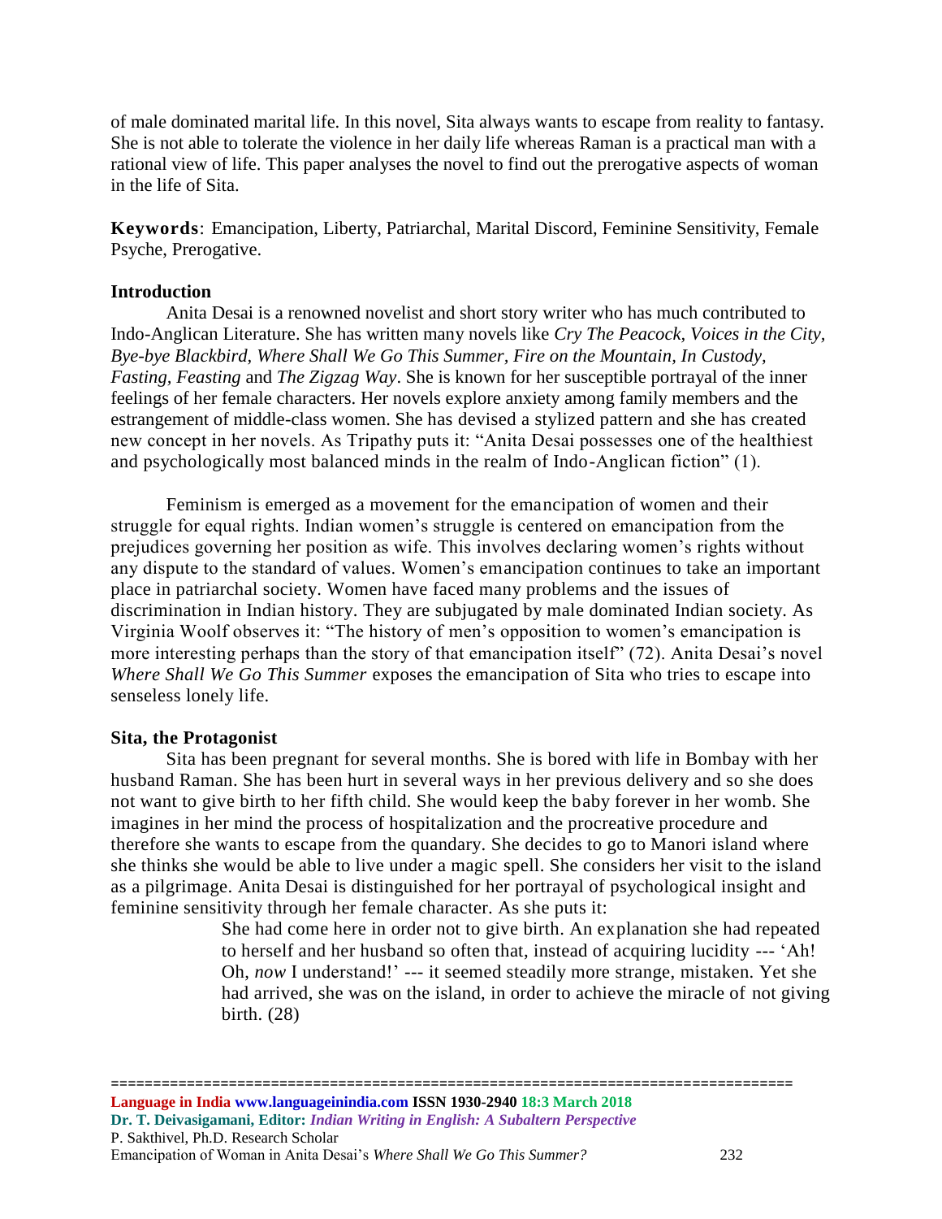of male dominated marital life. In this novel, Sita always wants to escape from reality to fantasy. She is not able to tolerate the violence in her daily life whereas Raman is a practical man with a rational view of life. This paper analyses the novel to find out the prerogative aspects of woman in the life of Sita.

**Keywords**: Emancipation, Liberty, Patriarchal, Marital Discord, Feminine Sensitivity, Female Psyche, Prerogative.

**Introduction**

Anita Desai is a renowned novelist and short story writer who has much contributed to Indo-Anglican Literature. She has written many novels like *Cry The Peacock, Voices in the City, Bye-bye Blackbird, Where Shall We Go This Summer, Fire on the Mountain, In Custody, Fasting, Feasting* and *The Zigzag Way*. She is known for her susceptible portrayal of the inner feelings of her female characters. Her novels explore anxiety among family members and the estrangement of middle-class women. She has devised a stylized pattern and she has created new concept in her novels. As Tripathy puts it: "Anita Desai possesses one of the healthiest and psychologically most balanced minds in the realm of Indo-Anglican fiction" (1).

Feminism is emerged as a movement for the emancipation of women and their struggle for equal rights. Indian women's struggle is centered on emancipation from the prejudices governing her position as wife. This involves declaring women's rights without any dispute to the standard of values. Women's emancipation continues to take an important place in patriarchal society. Women have faced many problems and the issues of discrimination in Indian history. They are subjugated by male dominated Indian society. As Virginia Woolf observes it: "The history of men's opposition to women's emancipation is more interesting perhaps than the story of that emancipation itself" (72). Anita Desai's novel *Where Shall We Go This Summer* exposes the emancipation of Sita who tries to escape into senseless lonely life.

**Sita, the Protagonist**

Sita has been pregnant for several months. She is bored with life in Bombay with her husband Raman. She has been hurt in several ways in her previous delivery and so she does not want to give birth to her fifth child. She would keep the baby forever in her womb. She imagines in her mind the process of hospitalization and the procreative procedure and therefore she wants to escape from the quandary. She decides to go to Manori island where she thinks she would be able to live under a magic spell. She considers her visit to the island as a pilgrimage. Anita Desai is distinguished for her portrayal of psychological insight and feminine sensitivity through her female character. As she puts it:

> She had come here in order not to give birth. An explanation she had repeated to herself and her husband so often that, instead of acquiring lucidity --- 'Ah! Oh, *now* I understand!' --- it seemed steadily more strange, mistaken. Yet she had arrived, she was on the island, in order to achieve the miracle of not giving birth. (28)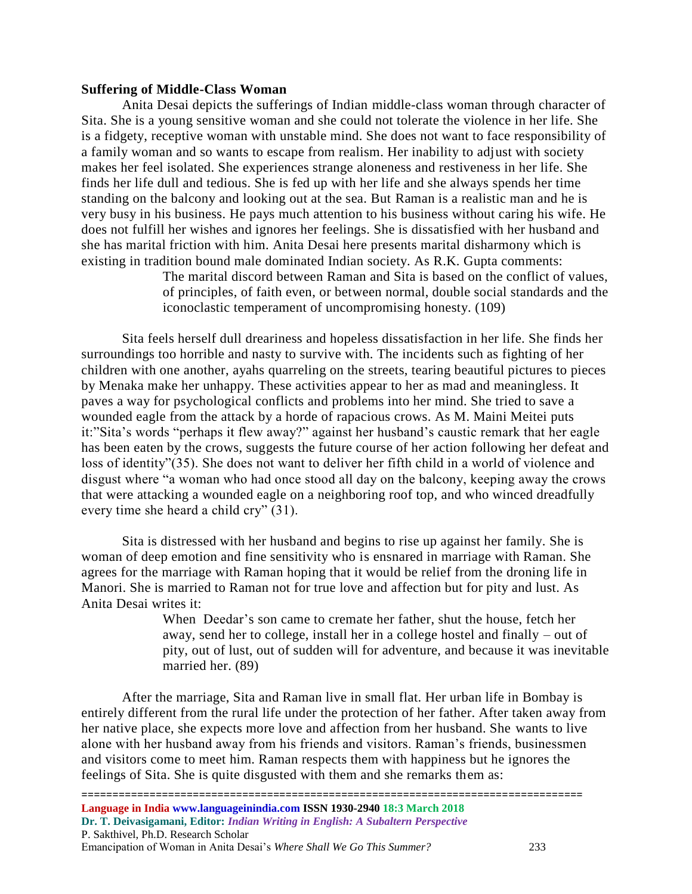**Suffering of Middle-Class Woman**

Anita Desai depicts the sufferings of Indian middle-class woman through character of Sita. She is a young sensitive woman and she could not tolerate the violence in her life. She is a fidgety, receptive woman with unstable mind. She does not want to face responsibility of a family woman and so wants to escape from realism. Her inability to adjust with society makes her feel isolated. She experiences strange aloneness and restiveness in her life. She finds her life dull and tedious. She is fed up with her life and she always spends her time standing on the balcony and looking out at the sea. But Raman is a realistic man and he is very busy in his business. He pays much attention to his business without caring his wife. He does not fulfill her wishes and ignores her feelings. She is dissatisfied with her husband and she has marital friction with him. Anita Desai here presents marital disharmony which is existing in tradition bound male dominated Indian society. As R.K. Gupta comments:

> The marital discord between Raman and Sita is based on the conflict of values, of principles, of faith even, or between normal, double social standards and the iconoclastic temperament of uncompromising honesty. (109)

Sita feels herself dull dreariness and hopeless dissatisfaction in her life. She finds her surroundings too horrible and nasty to survive with. The incidents such as fighting of her children with one another, ayahs quarreling on the streets, tearing beautiful pictures to pieces by Menaka make her unhappy. These activities appear to her as mad and meaningless. It paves a way for psychological conflicts and problems into her mind. She tried to save a wounded eagle from the attack by a horde of rapacious crows. As M. Maini Meitei puts it:"Sita's words "perhaps it flew away?" against her husband's caustic remark that her eagle has been eaten by the crows, suggests the future course of her action following her defeat and loss of identity"(35). She does not want to deliver her fifth child in a world of violence and disgust where "a woman who had once stood all day on the balcony, keeping away the crows that were attacking a wounded eagle on a neighboring roof top, and who winced dreadfully every time she heard a child cry" (31).

Sita is distressed with her husband and begins to rise up against her family. She is woman of deep emotion and fine sensitivity who is ensnared in marriage with Raman. She agrees for the marriage with Raman hoping that it would be relief from the droning life in Manori. She is married to Raman not for true love and affection but for pity and lust. As Anita Desai writes it:

> When Deedar's son came to cremate her father, shut the house, fetch her away, send her to college, install her in a college hostel and finally – out of pity, out of lust, out of sudden will for adventure, and because it was inevitable married her. (89)

After the marriage, Sita and Raman live in small flat. Her urban life in Bombay is entirely different from the rural life under the protection of her father. After taken away from her native place, she expects more love and affection from her husband. She wants to live alone with her husband away from his friends and visitors. Raman's friends, businessmen and visitors come to meet him. Raman respects them with happiness but he ignores the feelings of Sita. She is quite disgusted with them and she remarks them as: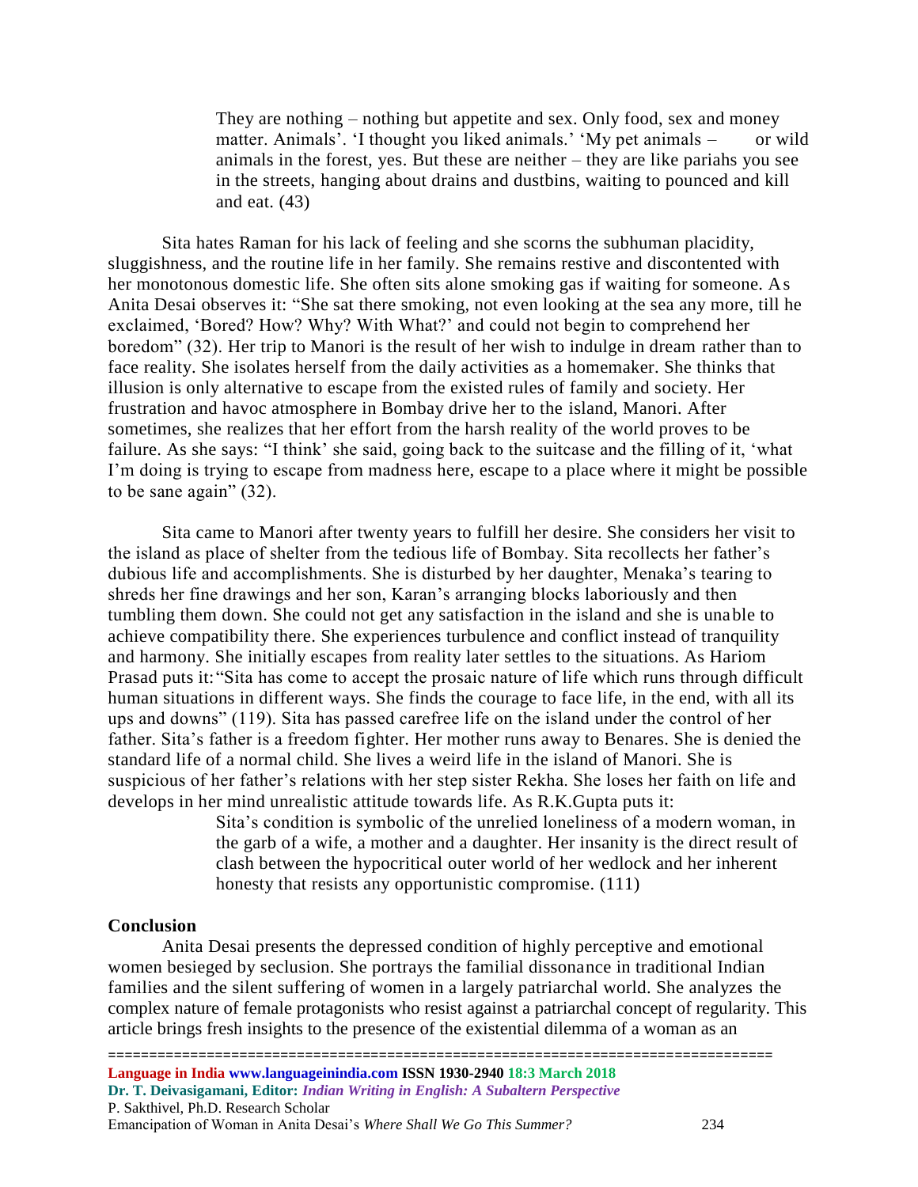> They are nothing – nothing but appetite and sex. Only food, sex and money matter. Animals'. 'I thought you liked animals.' 'My pet animals – or wild animals in the forest, yes. But these are neither – they are like pariahs you see in the streets, hanging about drains and dustbins, waiting to pounced and kill and eat. (43)

Sita hates Raman for his lack of feeling and she scorns the subhuman placidity, sluggishness, and the routine life in her family. She remains restive and discontented with her monotonous domestic life. She often sits alone smoking gas if waiting for someone. As Anita Desai observes it: "She sat there smoking, not even looking at the sea any more, till he exclaimed, 'Bored? How? Why? With What?' and could not begin to comprehend her boredom" (32). Her trip to Manori is the result of her wish to indulge in dream rather than to face reality. She isolates herself from the daily activities as a homemaker. She thinks that illusion is only alternative to escape from the existed rules of family and society. Her frustration and havoc atmosphere in Bombay drive her to the island, Manori. After sometimes, she realizes that her effort from the harsh reality of the world proves to be failure. As she says: "I think' she said, going back to the suitcase and the filling of it, 'what I'm doing is trying to escape from madness here, escape to a place where it might be possible to be sane again" (32).

Sita came to Manori after twenty years to fulfill her desire. She considers her visit to the island as place of shelter from the tedious life of Bombay. Sita recollects her father's dubious life and accomplishments. She is disturbed by her daughter, Menaka's tearing to shreds her fine drawings and her son, Karan's arranging blocks laboriously and then tumbling them down. She could not get any satisfaction in the island and she is unable to achieve compatibility there. She experiences turbulence and conflict instead of tranquility and harmony. She initially escapes from reality later settles to the situations. As Hariom Prasad puts it: "Sita has come to accept the prosaic nature of life which runs through difficult human situations in different ways. She finds the courage to face life, in the end, with all its ups and downs" (119). Sita has passed carefree life on the island under the control of her father. Sita's father is a freedom fighter. Her mother runs away to Benares. She is denied the standard life of a normal child. She lives a weird life in the island of Manori. She is suspicious of her father's relations with her step sister Rekha. She loses her faith on life and develops in her mind unrealistic attitude towards life. As R.K.Gupta puts it:

> Sita's condition is symbolic of the unrelied loneliness of a modern woman, in the garb of a wife, a mother and a daughter. Her insanity is the direct result of clash between the hypocritical outer world of her wedlock and her inherent honesty that resists any opportunistic compromise. (111)

## Conclusion

Anita Desai presents the depressed condition of highly perceptive and emotional women besieged by seclusion. She portrays the familial dissonance in traditional Indian families and the silent suffering of women in a largely patriarchal world. She analyzes the complex nature of female protagonists who resist against a patriarchal concept of regularity. This article brings fresh insights to the presence of the existential dilemma of a woman as an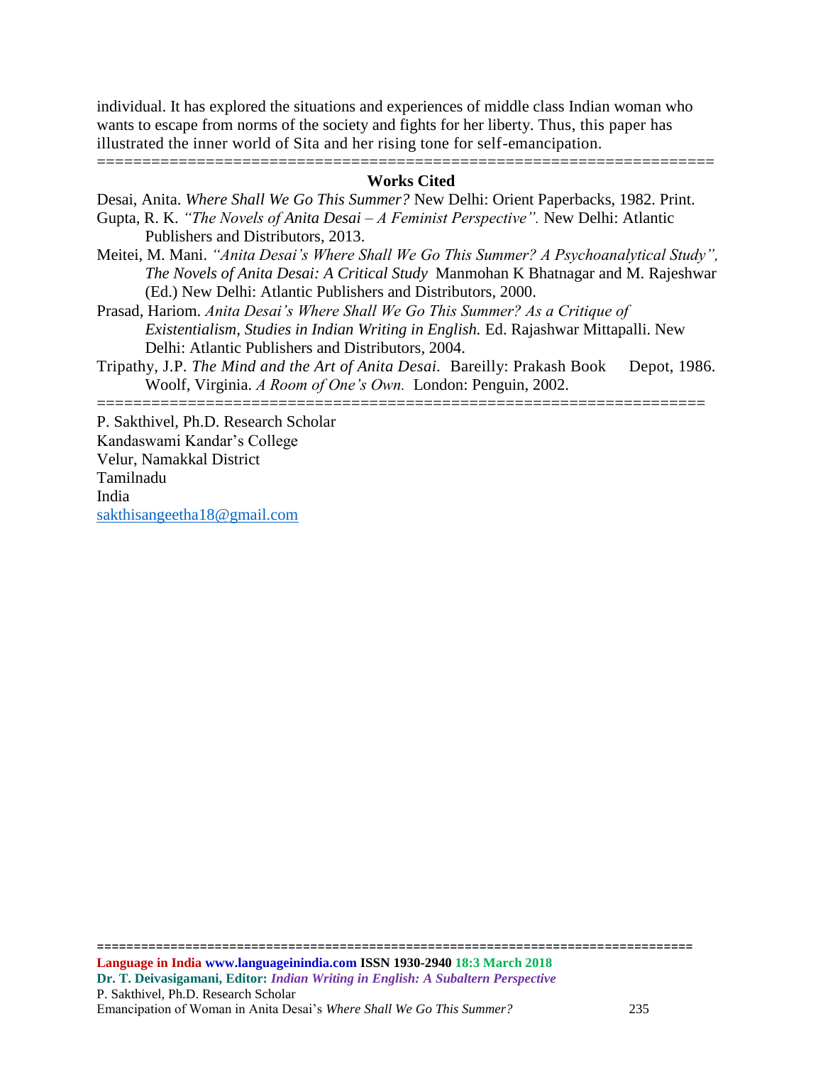individual. It has explored the situations and experiences of middle class Indian woman who wants to escape from norms of the society and fights for her liberty. Thus, this paper has illustrated the inner world of Sita and her rising tone for self-emancipation.

=================================================================

## Works Cited

Desai, Anita. *Where Shall We Go This Summer?* New Delhi: Orient Paperbacks, 1982. Print.

Gupta, R. K. *"The Novels of Anita Desai – A Feminist Perspective".* New Delhi: Atlantic Publishers and Distributors, 2013.

Meitei, M. Mani. *"Anita Desai's Where Shall We Go This Summer? A Psychoanalytical Study", The Novels of Anita Desai: A Critical Study* Manmohan K Bhatnagar and M. Rajeshwar (Ed.) New Delhi: Atlantic Publishers and Distributors, 2000.

Prasad, Hariom. *Anita Desai's Where Shall We Go This Summer? As a Critique of Existentialism, Studies in Indian Writing in English.* Ed. Rajashwar Mittapalli. New Delhi: Atlantic Publishers and Distributors, 2004.

Tripathy, J.P. *The Mind and the Art of Anita Desai.* Bareilly: Prakash Book Depot, 1986.

Woolf, Virginia. *A Room of One's Own.* London: Penguin, 2002.

=================================================================

P. Sakthivel, Ph.D. Research Scholar
Kandaswami Kandar's College
Velur, Namakkal District
Tamilnadu
India
sakthisangeetha18@gmail.com